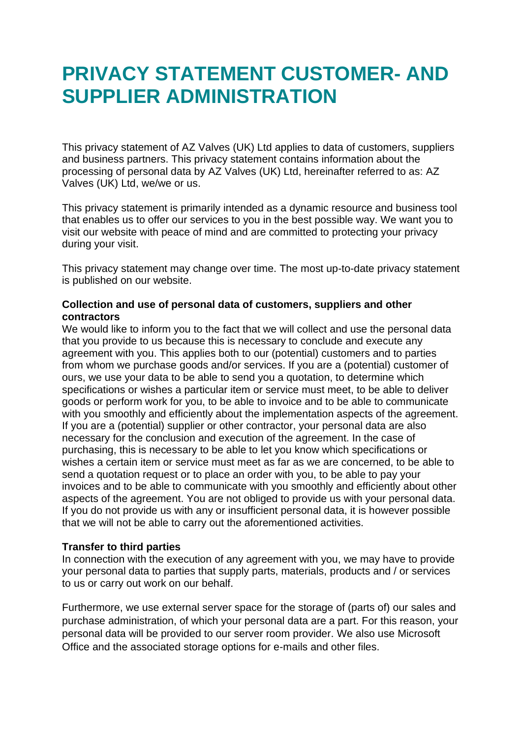# PRIVACY STATEMENT CUSTOMER- AND SUPPLIER ADMINISTRATION

This privacy statement of AZ Valves (UK) Ltd applies to data of customers, suppliers and business partners. This privacy statement contains information about the processing of personal data by AZ Valves (UK) Ltd, hereinafter referred to as: AZ Valves (UK) Ltd, we/we or us.

This privacy statement is primarily intended as a dynamic resource and business tool that enables us to offer our services to you in the best possible way. We want you to visit our website with peace of mind and are committed to protecting your privacy during your visit.

This privacy statement may change over time. The most up-to-date privacy statement is published on our website.

**Collection and use of personal data of customers, suppliers and other contractors**

We would like to inform you to the fact that we will collect and use the personal data that you provide to us because this is necessary to conclude and execute any agreement with you. This applies both to our (potential) customers and to parties from whom we purchase goods and/or services. If you are a (potential) customer of ours, we use your data to be able to send you a quotation, to determine which specifications or wishes a particular item or service must meet, to be able to deliver goods or perform work for you, to be able to invoice and to be able to communicate with you smoothly and efficiently about the implementation aspects of the agreement. If you are a (potential) supplier or other contractor, your personal data are also necessary for the conclusion and execution of the agreement. In the case of purchasing, this is necessary to be able to let you know which specifications or wishes a certain item or service must meet as far as we are concerned, to be able to send a quotation request or to place an order with you, to be able to pay your invoices and to be able to communicate with you smoothly and efficiently about other aspects of the agreement. You are not obliged to provide us with your personal data. If you do not provide us with any or insufficient personal data, it is however possible that we will not be able to carry out the aforementioned activities.

**Transfer to third parties**

In connection with the execution of any agreement with you, we may have to provide your personal data to parties that supply parts, materials, products and / or services to us or carry out work on our behalf.

Furthermore, we use external server space for the storage of (parts of) our sales and purchase administration, of which your personal data are a part. For this reason, your personal data will be provided to our server room provider. We also use Microsoft Office and the associated storage options for e-mails and other files.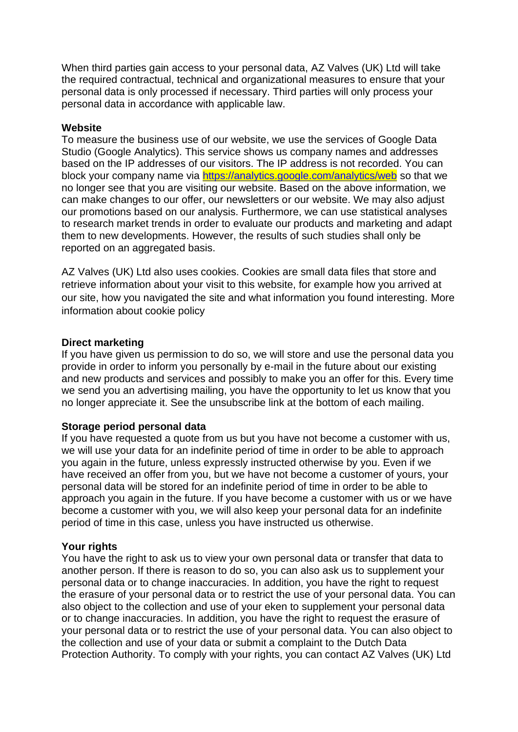When third parties gain access to your personal data, AZ Valves (UK) Ltd will take the required contractual, technical and organizational measures to ensure that your personal data is only processed if necessary. Third parties will only process your personal data in accordance with applicable law.

**Website**

To measure the business use of our website, we use the services of Google Data Studio (Google Analytics). This service shows us company names and addresses based on the IP addresses of our visitors. The IP address is not recorded. You can block your company name via https://analytics.google.com/analytics/web so that we no longer see that you are visiting our website. Based on the above information, we can make changes to our offer, our newsletters or our website. We may also adjust our promotions based on our analysis. Furthermore, we can use statistical analyses to research market trends in order to evaluate our products and marketing and adapt them to new developments. However, the results of such studies shall only be reported on an aggregated basis.

AZ Valves (UK) Ltd also uses cookies. Cookies are small data files that store and retrieve information about your visit to this website, for example how you arrived at our site, how you navigated the site and what information you found interesting. More information about cookie policy

**Direct marketing**

If you have given us permission to do so, we will store and use the personal data you provide in order to inform you personally by e-mail in the future about our existing and new products and services and possibly to make you an offer for this. Every time we send you an advertising mailing, you have the opportunity to let us know that you no longer appreciate it. See the unsubscribe link at the bottom of each mailing.

**Storage period personal data**

If you have requested a quote from us but you have not become a customer with us, we will use your data for an indefinite period of time in order to be able to approach you again in the future, unless expressly instructed otherwise by you. Even if we have received an offer from you, but we have not become a customer of yours, your personal data will be stored for an indefinite period of time in order to be able to approach you again in the future. If you have become a customer with us or we have become a customer with you, we will also keep your personal data for an indefinite period of time in this case, unless you have instructed us otherwise.

**Your rights**

You have the right to ask us to view your own personal data or transfer that data to another person. If there is reason to do so, you can also ask us to supplement your personal data or to change inaccuracies. In addition, you have the right to request the erasure of your personal data or to restrict the use of your personal data. You can also object to the collection and use of your eken to supplement your personal data or to change inaccuracies. In addition, you have the right to request the erasure of your personal data or to restrict the use of your personal data. You can also object to the collection and use of your data or submit a complaint to the Dutch Data Protection Authority. To comply with your rights, you can contact AZ Valves (UK) Ltd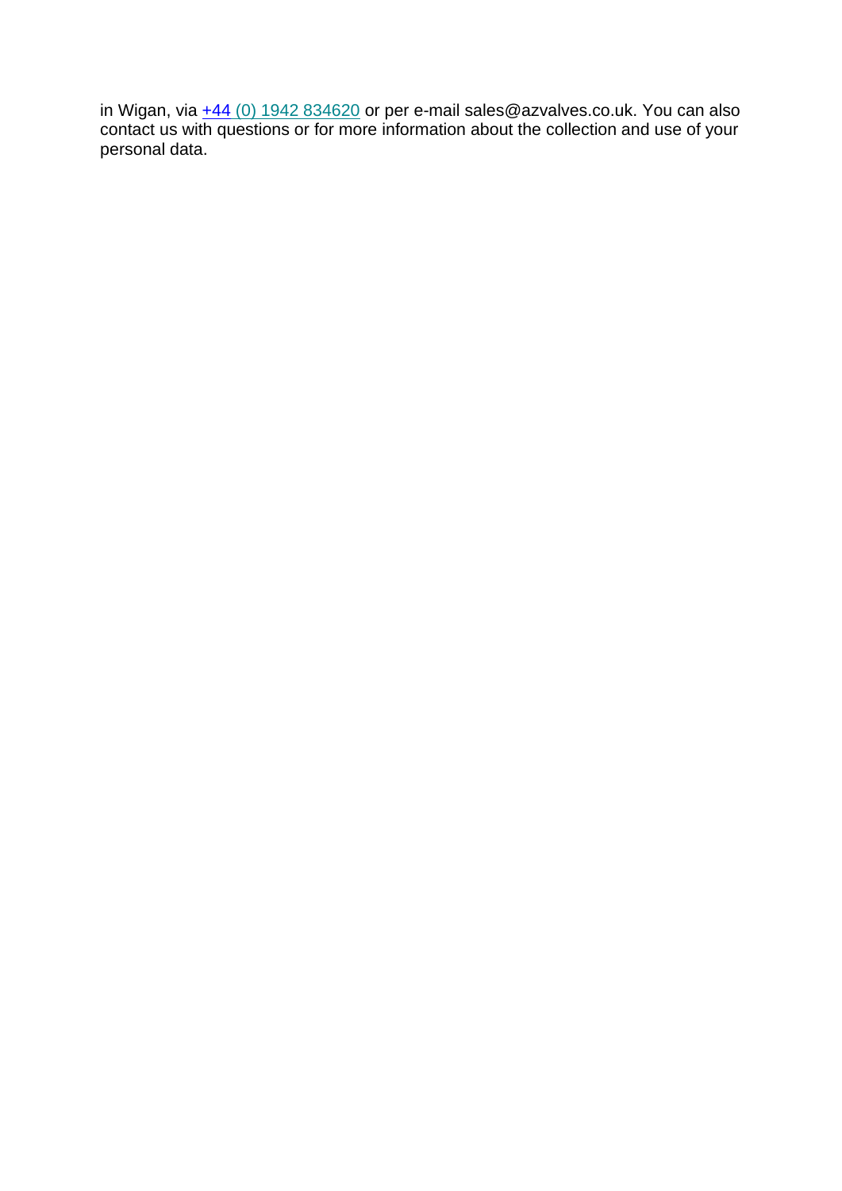in Wigan, via +44 (0) 1942 834620 or per e-mail sales@azvalves.co.uk. You can also contact us with questions or for more information about the collection and use of your personal data.